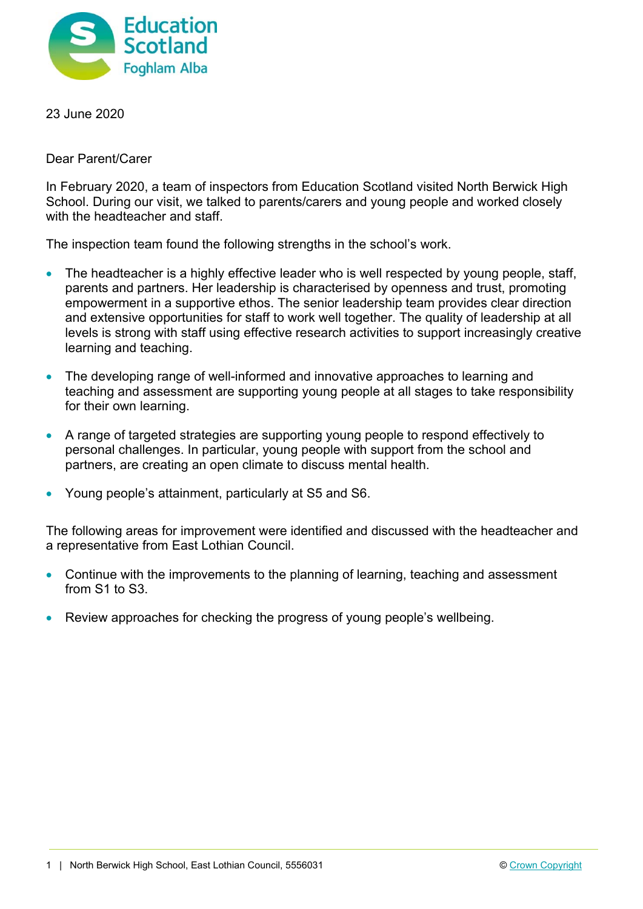23 June 2020

Dear Parent/Carer

In February 2020, a team of inspectors from Education Scotland visited North Berwick High School. During our visit, we talked to parents/carers and young people and worked closely with the headteacher and staff.

The inspection team found the following strengths in the school's work.

- The headteacher is a highly effective leader who is well respected by young people, staff, parents and partners. Her leadership is characterised by openness and trust, promoting empowerment in a supportive ethos. The senior leadership team provides clear direction and extensive opportunities for staff to work well together. The quality of leadership at all levels is strong with staff using effective research activities to support increasingly creative learning and teaching.

- The developing range of well-informed and innovative approaches to learning and teaching and assessment are supporting young people at all stages to take responsibility for their own learning.

- A range of targeted strategies are supporting young people to respond effectively to personal challenges. In particular, young people with support from the school and partners, are creating an open climate to discuss mental health.

- Young people's attainment, particularly at S5 and S6.

The following areas for improvement were identified and discussed with the headteacher and a representative from East Lothian Council.

- Continue with the improvements to the planning of learning, teaching and assessment from S1 to S3.

- Review approaches for checking the progress of young people's wellbeing.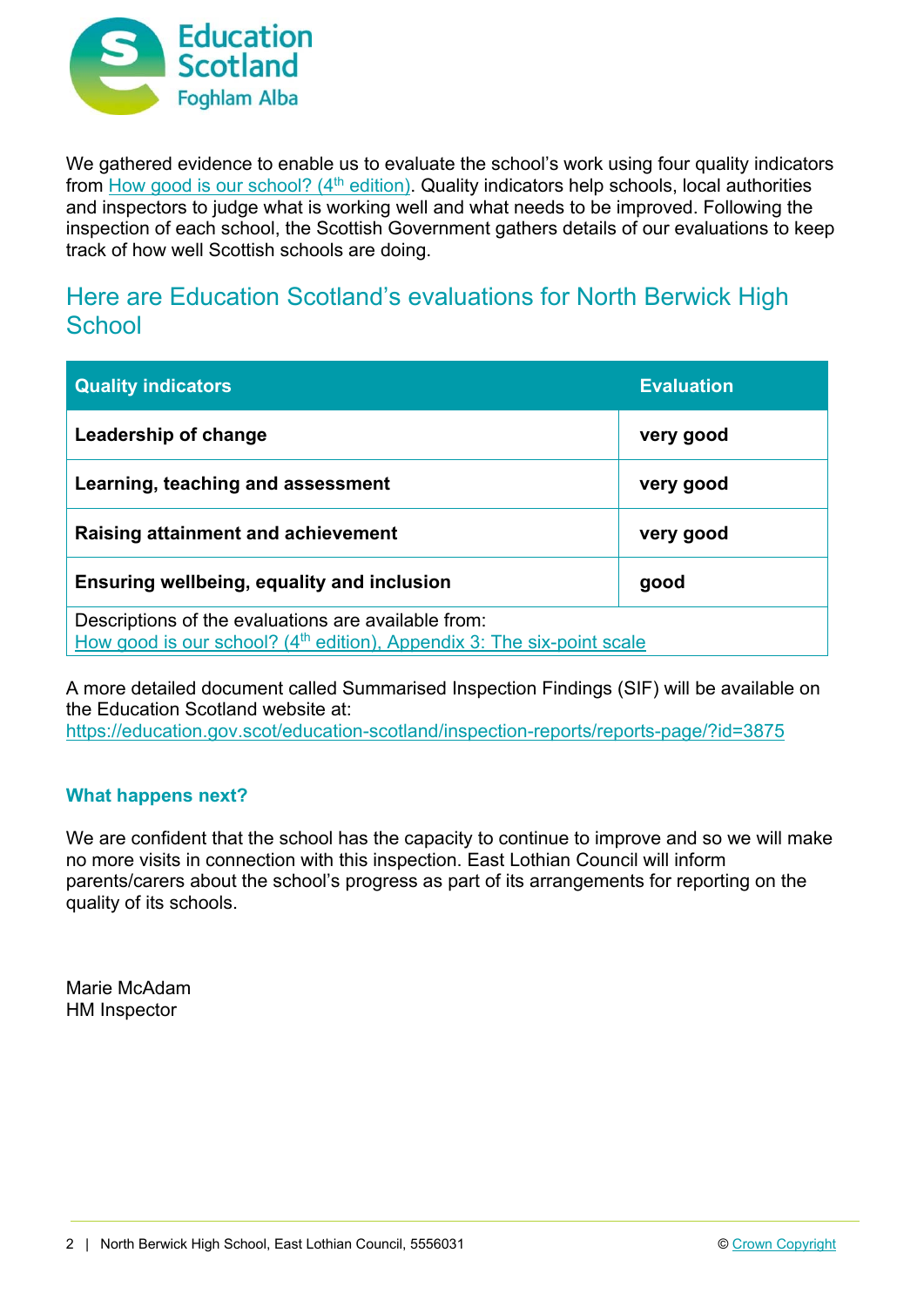We gathered evidence to enable us to evaluate the school's work using four quality indicators from How good is our school? (4th edition). Quality indicators help schools, local authorities and inspectors to judge what is working well and what needs to be improved. Following the inspection of each school, the Scottish Government gathers details of our evaluations to keep track of how well Scottish schools are doing.

## Here are Education Scotland's evaluations for North Berwick High School

| Quality indicators | Evaluation |
| --- | --- |
| **Leadership of change** | **very good** |
| **Learning, teaching and assessment** | **very good** |
| **Raising attainment and achievement** | **very good** |
| **Ensuring wellbeing, equality and inclusion** | **good** |
| Descriptions of the evaluations are available from: How good is our school? (4th edition), Appendix 3: The six-point scale | |

A more detailed document called Summarised Inspection Findings (SIF) will be available on the Education Scotland website at:
https://education.gov.scot/education-scotland/inspection-reports/reports-page/?id=3875

### What happens next?

We are confident that the school has the capacity to continue to improve and so we will make no more visits in connection with this inspection. East Lothian Council will inform parents/carers about the school's progress as part of its arrangements for reporting on the quality of its schools.

Marie McAdam
HM Inspector